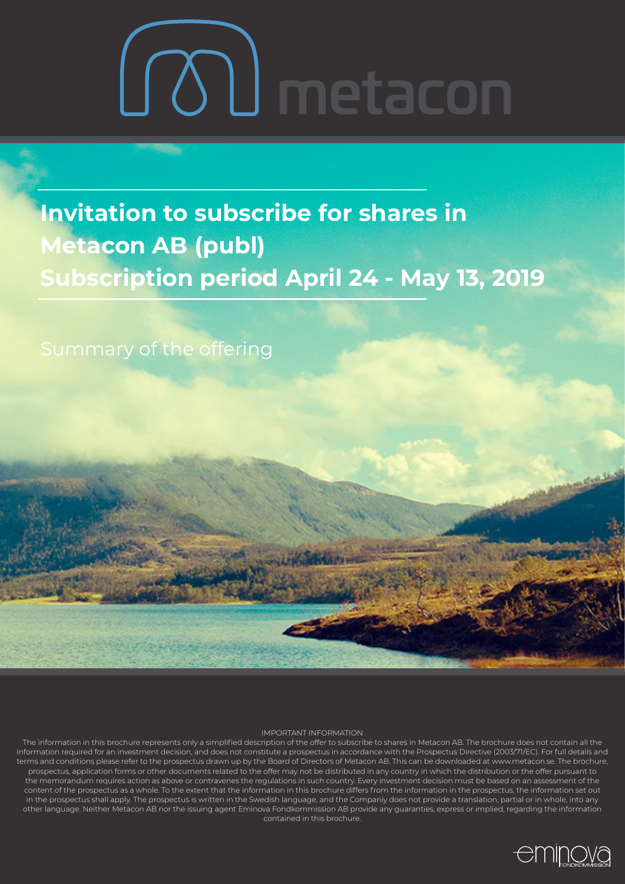metacon

# Invitation to subscribe for shares in Metacon AB (publ) Subscription period April 24 - May 13, 2019

Summary of the offering

IMPORTANT INFORMATION

The information in this brochure represents only a simplified description of the offer to subscribe to shares in Metacon AB. The brochure does not contain all the information required for an investment decision, and does not constitute a prospectus in accordance with the Prospectus Directive (2003/71/EC). For full details and terms and conditions please refer to the prospectus drawn up by the Board of Directors of Metacon AB. This can be downloaded at www.metacon.se. The brochure, prospectus, application forms or other documents related to the offer may not be distributed in any country in which the distribution or the offer pursuant to the memorandum requires action as above or contravenes the regulations in such country. Every investment decision must be based on an assessment of the content of the prospectus as a whole. To the extent that the information in this brochure differs from the information in the prospectus, the information set out in the prospectus shall apply. The prospectus is written in the Swedish language, and the Companiy does not provide a translation, partial or in whole, into any other language. Neither Metacon AB nor the issuing agent Eminova Fondkommission AB provide any guaranties, express or implied, regarding the information contained in this brochure.

eminova FONDKOMMISSION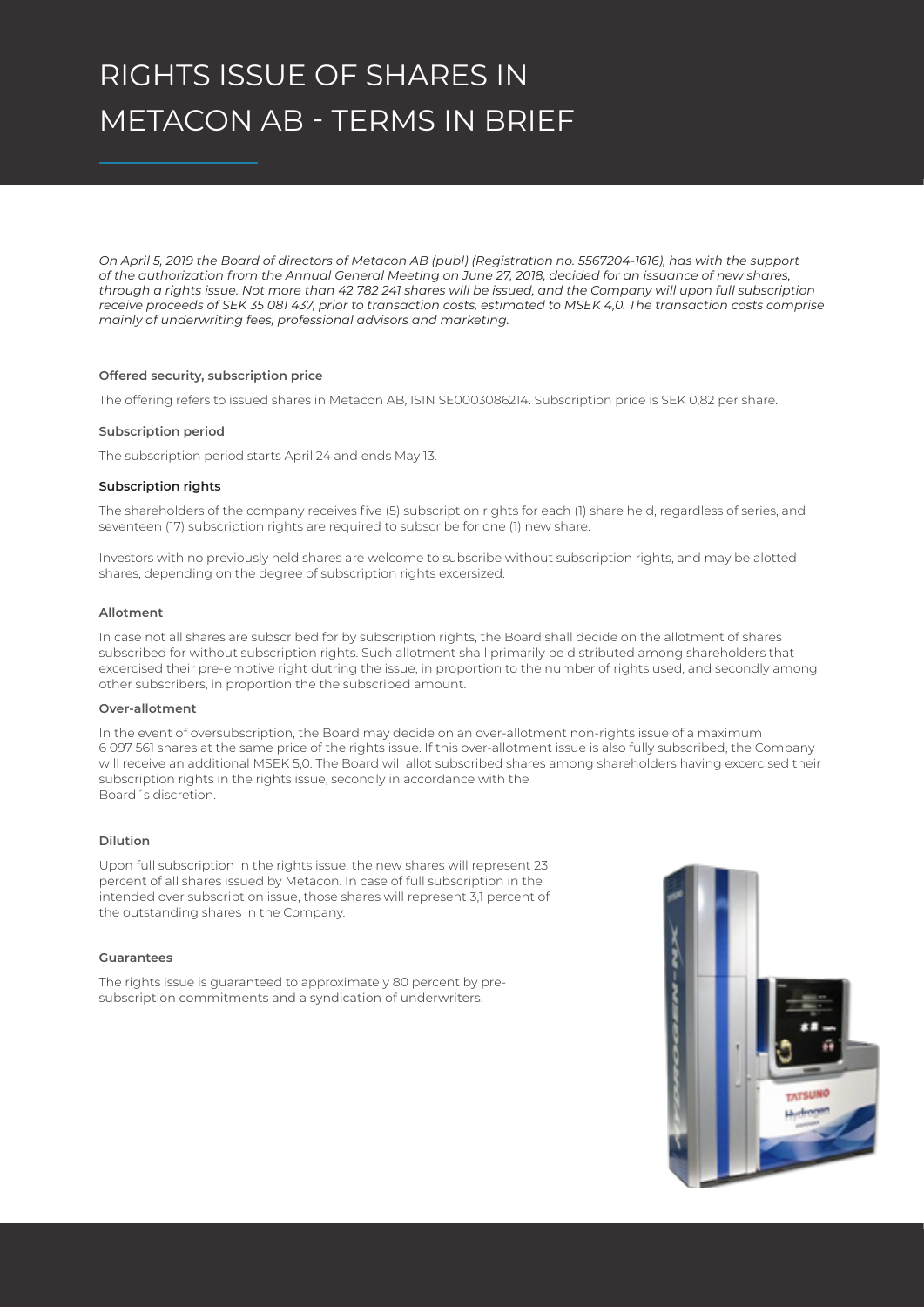# RIGHTS ISSUE OF SHARES IN METACON AB - TERMS IN BRIEF

*On April 5, 2019 the Board of directors of Metacon AB (publ) (Registration no. 5567204-1616), has with the support of the authorization from the Annual General Meeting on June 27, 2018, decided for an issuance of new shares, through a rights issue. Not more than 42 782 241 shares will be issued, and the Company will upon full subscription receive proceeds of SEK 35 081 437, prior to transaction costs, estimated to MSEK 4,0. The transaction costs comprise mainly of underwriting fees, professional advisors and marketing.*

**Offered security, subscription price**

The offering refers to issued shares in Metacon AB, ISIN SE0003086214. Subscription price is SEK 0,82 per share.

**Subscription period**

The subscription period starts April 24 and ends May 13.

**Subscription rights**

The shareholders of the company receives five (5) subscription rights for each (1) share held, regardless of series, and seventeen (17) subscription rights are required to subscribe for one (1) new share.

Investors with no previously held shares are welcome to subscribe without subscription rights, and may be alotted shares, depending on the degree of subscription rights excersized.

**Allotment**

In case not all shares are subscribed for by subscription rights, the Board shall decide on the allotment of shares subscribed for without subscription rights. Such allotment shall primarily be distributed among shareholders that excercised their pre-emptive right dutring the issue, in proportion to the number of rights used, and secondly among other subscribers, in proportion the the subscribed amount.

**Over-allotment**

In the event of oversubscription, the Board may decide on an over-allotment non-rights issue of a maximum 6 097 561 shares at the same price of the rights issue. If this over-allotment issue is also fully subscribed, the Company will receive an additional MSEK 5,0. The Board will allot subscribed shares among shareholders having excercised their subscription rights in the rights issue, secondly in accordance with the Board´s discretion.

**Dilution**

Upon full subscription in the rights issue, the new shares will represent 23 percent of all shares issued by Metacon. In case of full subscription in the intended over subscription issue, those shares will represent 3,1 percent of the outstanding shares in the Company.

**Guarantees**

The rights issue is guaranteed to approximately 80 percent by pre-subscription commitments and a syndication of underwriters.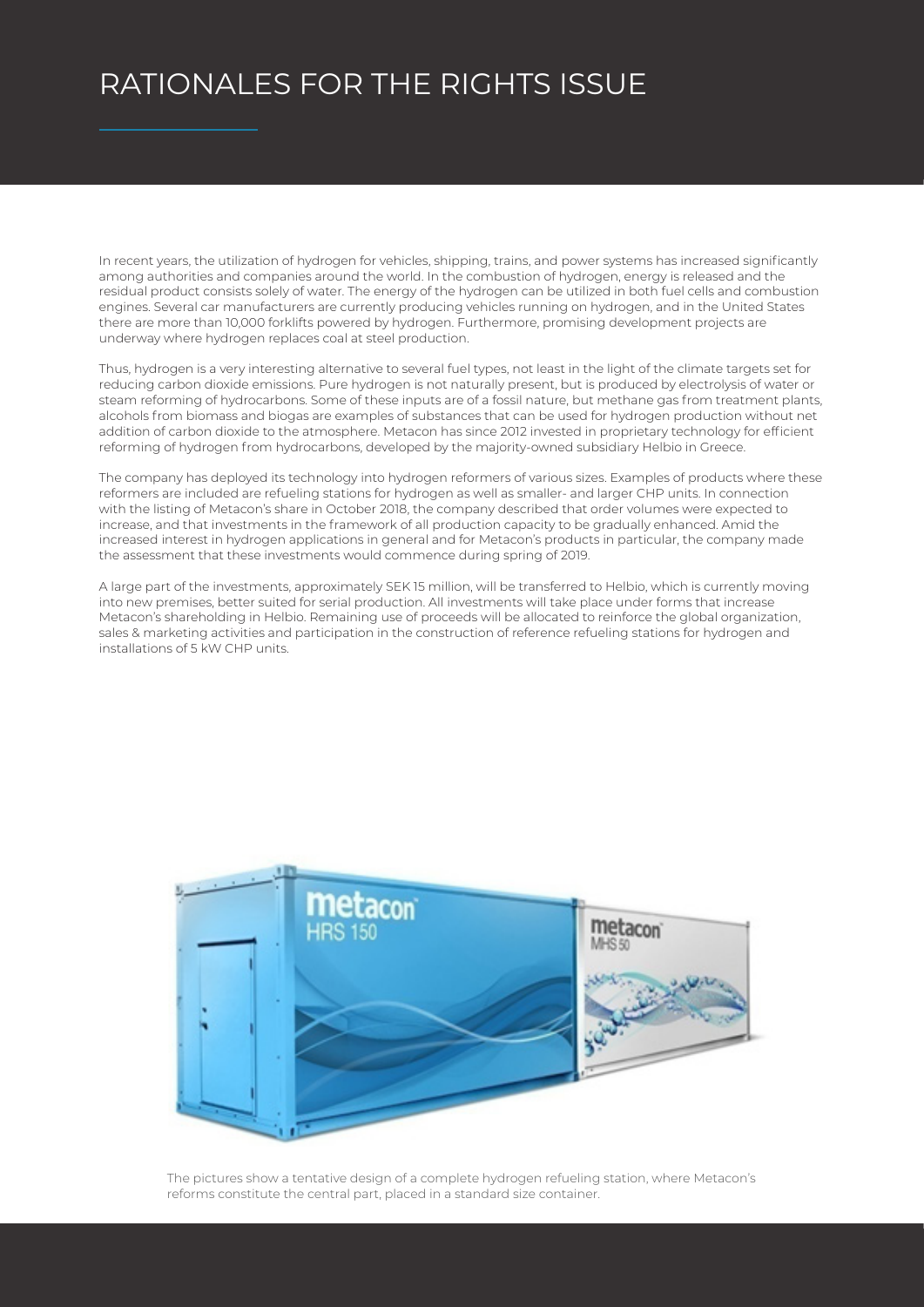# RATIONALES FOR THE RIGHTS ISSUE

In recent years, the utilization of hydrogen for vehicles, shipping, trains, and power systems has increased significantly among authorities and companies around the world. In the combustion of hydrogen, energy is released and the residual product consists solely of water. The energy of the hydrogen can be utilized in both fuel cells and combustion engines. Several car manufacturers are currently producing vehicles running on hydrogen, and in the United States there are more than 10,000 forklifts powered by hydrogen. Furthermore, promising development projects are underway where hydrogen replaces coal at steel production.

Thus, hydrogen is a very interesting alternative to several fuel types, not least in the light of the climate targets set for reducing carbon dioxide emissions. Pure hydrogen is not naturally present, but is produced by electrolysis of water or steam reforming of hydrocarbons. Some of these inputs are of a fossil nature, but methane gas from treatment plants, alcohols from biomass and biogas are examples of substances that can be used for hydrogen production without net addition of carbon dioxide to the atmosphere. Metacon has since 2012 invested in proprietary technology for efficient reforming of hydrogen from hydrocarbons, developed by the majority-owned subsidiary Helbio in Greece.

The company has deployed its technology into hydrogen reformers of various sizes. Examples of products where these reformers are included are refueling stations for hydrogen as well as smaller- and larger CHP units. In connection with the listing of Metacon's share in October 2018, the company described that order volumes were expected to increase, and that investments in the framework of all production capacity to be gradually enhanced. Amid the increased interest in hydrogen applications in general and for Metacon's products in particular, the company made the assessment that these investments would commence during spring of 2019.

A large part of the investments, approximately SEK 15 million, will be transferred to Helbio, which is currently moving into new premises, better suited for serial production. All investments will take place under forms that increase Metacon's shareholding in Helbio. Remaining use of proceeds will be allocated to reinforce the global organization, sales & marketing activities and participation in the construction of reference refueling stations for hydrogen and installations of 5 kW CHP units.

The pictures show a tentative design of a complete hydrogen refueling station, where Metacon's reforms constitute the central part, placed in a standard size container.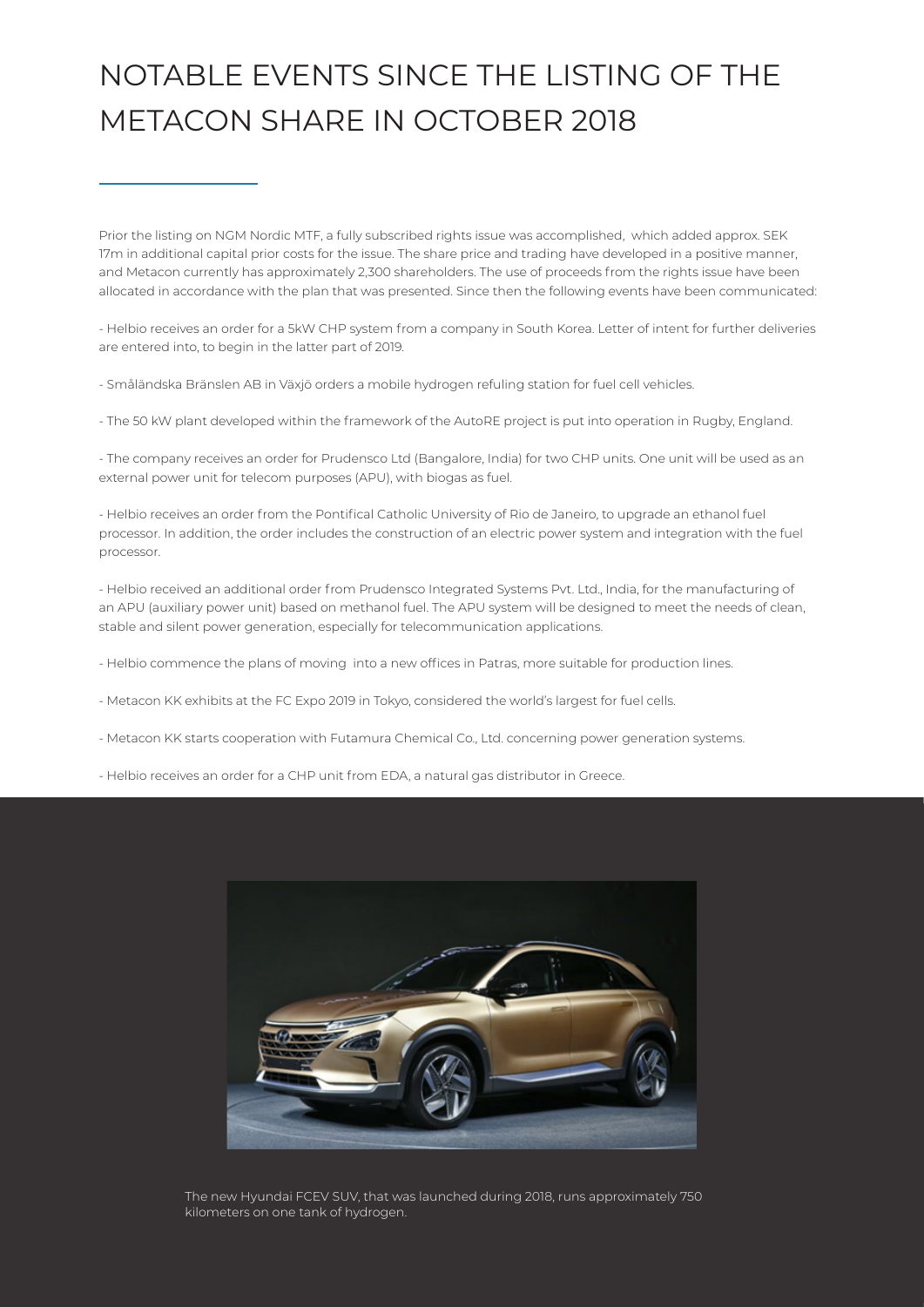# NOTABLE EVENTS SINCE THE LISTING OF THE METACON SHARE IN OCTOBER 2018

Prior the listing on NGM Nordic MTF, a fully subscribed rights issue was accomplished, which added approx. SEK 17m in additional capital prior costs for the issue. The share price and trading have developed in a positive manner, and Metacon currently has approximately 2,300 shareholders. The use of proceeds from the rights issue have been allocated in accordance with the plan that was presented. Since then the following events have been communicated:

- Helbio receives an order for a 5kW CHP system from a company in South Korea. Letter of intent for further deliveries are entered into, to begin in the latter part of 2019.

- Småländska Bränslen AB in Växjö orders a mobile hydrogen refuling station for fuel cell vehicles.

- The 50 kW plant developed within the framework of the AutoRE project is put into operation in Rugby, England.

- The company receives an order for Prudensco Ltd (Bangalore, India) for two CHP units. One unit will be used as an external power unit for telecom purposes (APU), with biogas as fuel.

- Helbio receives an order from the Pontifical Catholic University of Rio de Janeiro, to upgrade an ethanol fuel processor. In addition, the order includes the construction of an electric power system and integration with the fuel processor.

- Helbio received an additional order from Prudensco Integrated Systems Pvt. Ltd., India, for the manufacturing of an APU (auxiliary power unit) based on methanol fuel. The APU system will be designed to meet the needs of clean, stable and silent power generation, especially for telecommunication applications.

- Helbio commence the plans of moving into a new offices in Patras, more suitable for production lines.

- Metacon KK exhibits at the FC Expo 2019 in Tokyo, considered the world's largest for fuel cells.

- Metacon KK starts cooperation with Futamura Chemical Co., Ltd. concerning power generation systems.

- Helbio receives an order for a CHP unit from EDA, a natural gas distributor in Greece.

The new Hyundai FCEV SUV, that was launched during 2018, runs approximately 750 kilometers on one tank of hydrogen.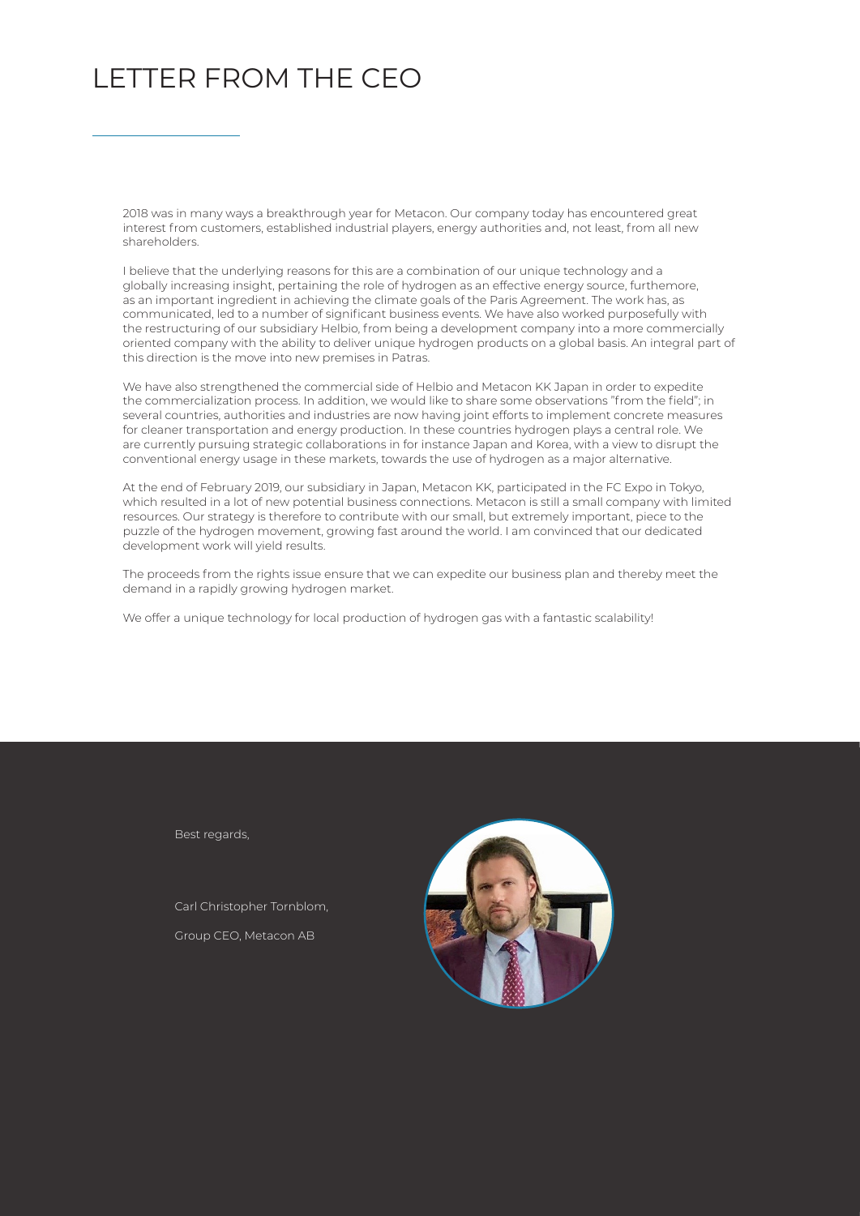# LETTER FROM THE CEO

2018 was in many ways a breakthrough year for Metacon. Our company today has encountered great interest from customers, established industrial players, energy authorities and, not least, from all new shareholders.

I believe that the underlying reasons for this are a combination of our unique technology and a globally increasing insight, pertaining the role of hydrogen as an effective energy source, furthemore, as an important ingredient in achieving the climate goals of the Paris Agreement. The work has, as communicated, led to a number of significant business events. We have also worked purposefully with the restructuring of our subsidiary Helbio, from being a development company into a more commercially oriented company with the ability to deliver unique hydrogen products on a global basis. An integral part of this direction is the move into new premises in Patras.

We have also strengthened the commercial side of Helbio and Metacon KK Japan in order to expedite the commercialization process. In addition, we would like to share some observations "from the field"; in several countries, authorities and industries are now having joint efforts to implement concrete measures for cleaner transportation and energy production. In these countries hydrogen plays a central role. We are currently pursuing strategic collaborations in for instance Japan and Korea, with a view to disrupt the conventional energy usage in these markets, towards the use of hydrogen as a major alternative.

At the end of February 2019, our subsidiary in Japan, Metacon KK, participated in the FC Expo in Tokyo, which resulted in a lot of new potential business connections. Metacon is still a small company with limited resources. Our strategy is therefore to contribute with our small, but extremely important, piece to the puzzle of the hydrogen movement, growing fast around the world. I am convinced that our dedicated development work will yield results.

The proceeds from the rights issue ensure that we can expedite our business plan and thereby meet the demand in a rapidly growing hydrogen market.

We offer a unique technology for local production of hydrogen gas with a fantastic scalability!

Best regards,

Carl Christopher Tornblom,

Group CEO, Metacon AB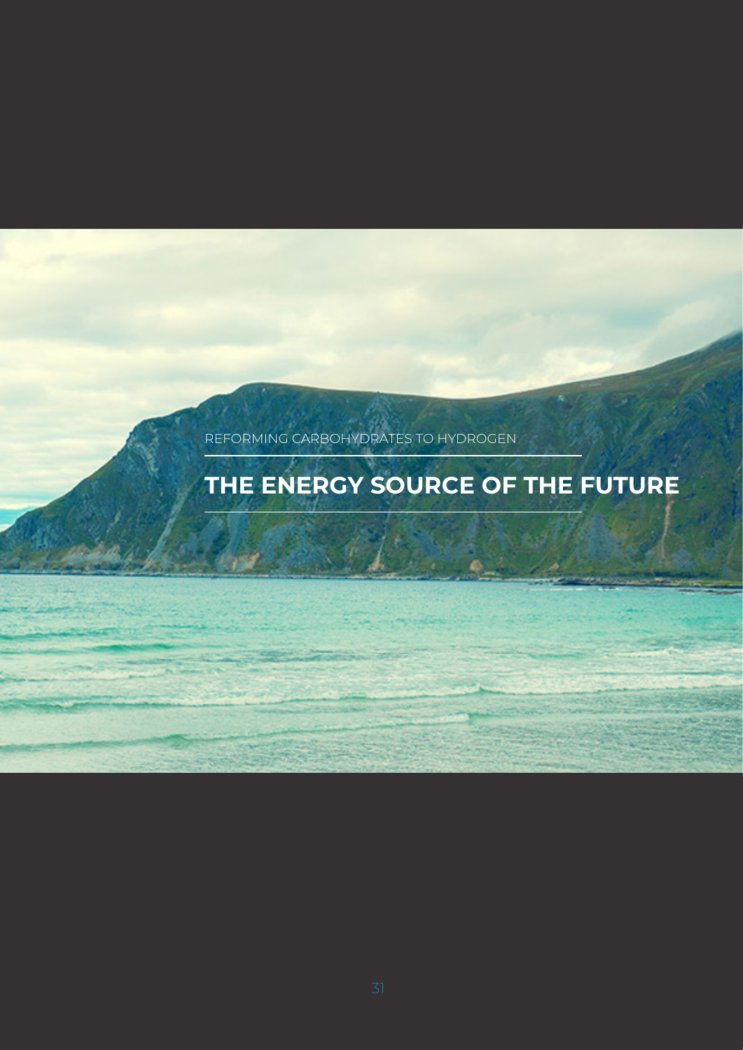REFORMING CARBOHYDRATES TO HYDROGEN

# THE ENERGY SOURCE OF THE FUTURE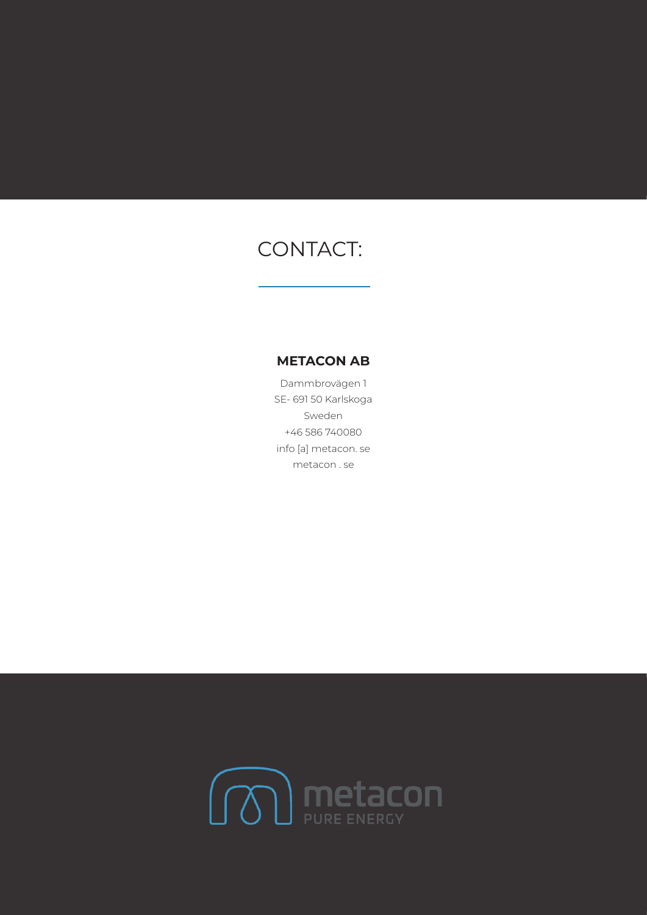# CONTACT:

**METACON AB**

Dammbrovägen 1
SE- 691 50 Karlskoga
Sweden
+46 586 740080
info [a] metacon. se
metacon . se

metacon
PURE ENERGY